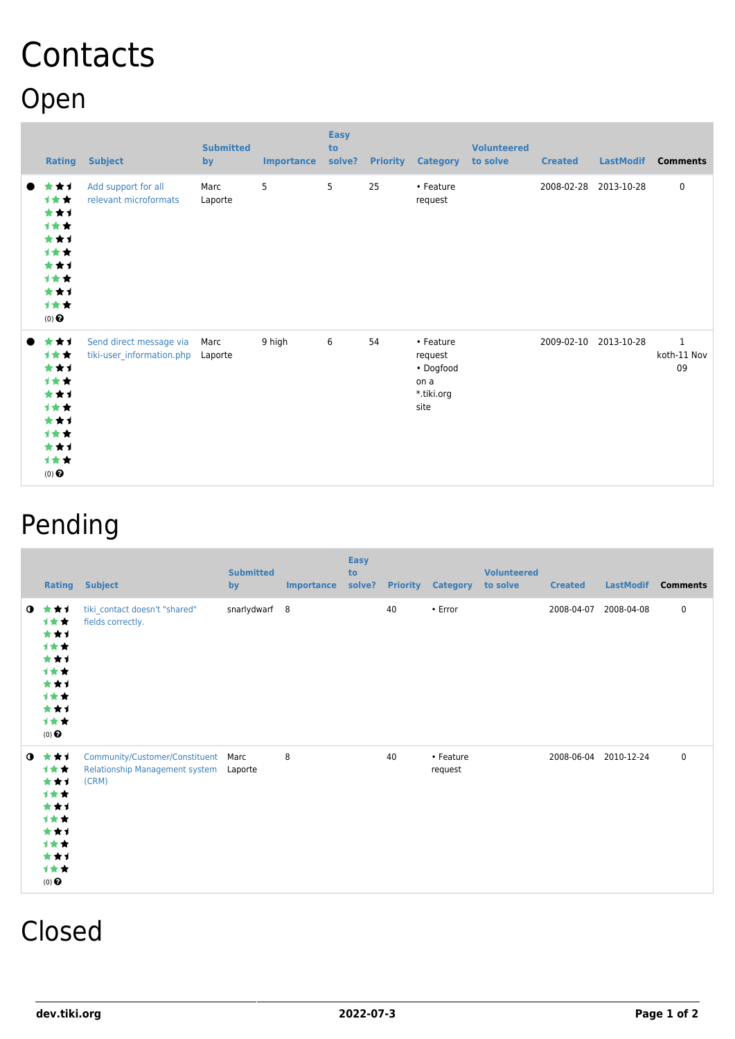# Contacts

## Open

| | Rating | Subject | Submitted by | Importance | Easy to solve? | Priority | Category | Volunteered to solve | Created | LastModif | Comments |
|---|---|---|---|---|---|---|---|---|---|---|---|
| ● | (0) | Add support for all relevant microformats | Marc Laporte | 5 | 5 | 25 | • Feature request | | 2008-02-28 | 2013-10-28 | 0 |
| ● | (0) | Send direct message via tiki-user_information.php | Marc Laporte | 9 high | 6 | 54 | • Feature request • Dogfood on a *.tiki.org site | | 2009-02-10 | 2013-10-28 | 1 koth-11 Nov 09 |

## Pending

| | Rating | Subject | Submitted by | Importance | Easy to solve? | Priority | Category | Volunteered to solve | Created | LastModif | Comments |
|---|---|---|---|---|---|---|---|---|---|---|---|
| ◑ | (0) | tiki_contact doesn't "shared" fields correctly. | snarlydwarf | 8 | | 40 | • Error | | 2008-04-07 | 2008-04-08 | 0 |
| ◑ | (0) | Community/Customer/Constituent Relationship Management system (CRM) | Marc Laporte | 8 | | 40 | • Feature request | | 2008-06-04 | 2010-12-24 | 0 |

## Closed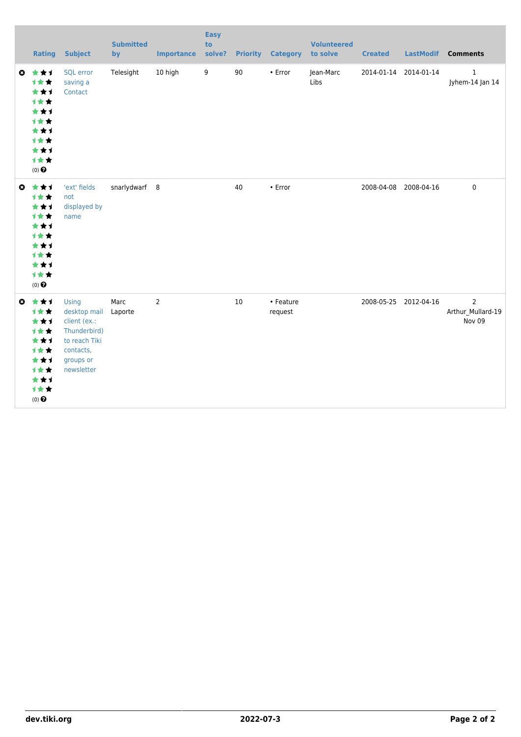| | Rating | Subject | Submitted by | Importance | Easy to solve? | Priority | Category | Volunteered to solve | Created | LastModif | Comments |
|---|---|---|---|---|---|---|---|---|---|---|---|
| | (0) | SQL error saving a Contact | Telesight | 10 high | 9 | 90 | • Error | Jean-Marc Libs | 2014-01-14 | 2014-01-14 | 1 Jyhem-14 Jan 14 |
| | (0) | 'ext' fields not displayed by name | snarlydwarf | 8 | | 40 | • Error | | 2008-04-08 | 2008-04-16 | 0 |
| | (0) | Using desktop mail client (ex.: Thunderbird) to reach Tiki contacts, groups or newsletter | Marc Laporte | 2 | | 10 | • Feature request | | 2008-05-25 | 2012-04-16 | 2 Arthur_Mullard-19 Nov 09 |